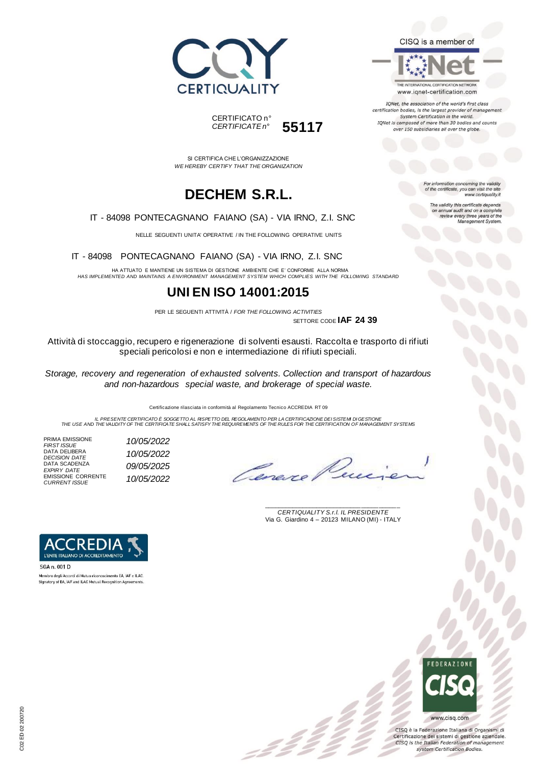CERTIQUALITY

CERTIFICATO n°
*CERTIFICATE n°* **55117**

CISQ is a member of

IQNet

THE INTERNATIONAL CERTIFICATION NETWORK
www.iqnet-certification.com

*IQNet, the association of the world's first class certification bodies, is the largest provider of management System Certification in the world. IQNet is composed of more than 30 bodies and counts over 150 subsidiaries all over the globe.*

SI CERTIFICA CHE L'ORGANIZZAZIONE
*WE HEREBY CERTIFY THAT THE ORGANIZATION*

# DECHEM S.R.L.

IT - 84098 PONTECAGNANO FAIANO (SA) - VIA IRNO, Z.I. SNC

NELLE SEGUENTI UNITA' OPERATIVE / IN THE FOLLOWING OPERATIVE UNITS

IT - 84098 PONTECAGNANO FAIANO (SA) - VIA IRNO, Z.I. SNC

*For information concerning the validity of the certificate, you can visit the site www.certiquality.it*

*The validity this certificate depends on annual audit and on a complete review every three years of the Management System.*

HA ATTUATO E MANTIENE UN SISTEMA DI GESTIONE AMBIENTE CHE E' CONFORME ALLA NORMA
*HAS IMPLEMENTED AND MAINTAINS A ENVIRONMENT MANAGEMENT SYSTEM WHICH COMPLIES WITH THE FOLLOWING STANDARD*

# UNI EN ISO 14001:2015

PER LE SEGUENTI ATTIVITÀ / *FOR THE FOLLOWING ACTIVITIES*

SETTORE CODE **IAF 24 39**

Attività di stoccaggio, recupero e rigenerazione di solventi esausti. Raccolta e trasporto di rifiuti speciali pericolosi e non e intermediazione di rifiuti speciali.

*Storage, recovery and regeneration of exhausted solvents. Collection and transport of hazardous and non-hazardous special waste, and brokerage of special waste.*

Certificazione rilasciata in conformità al Regolamento Tecnico ACCREDIA RT 09

*IL PRESENTE CERTIFICATO È SOGGETTO AL RISPETTO DEL REGOLAMENTO PER LA CERTIFICAZIONE DEI SISTEMI DI GESTIONE*
*THE USE AND THE VALIDITY OF THE CERTIFICATE SHALL SATISFY THE REQUIREMENTS OF THE RULES FOR THE CERTIFICATION OF MANAGEMENT SYSTEMS*

| | |
|---|---|
| PRIMA EMISSIONE *FIRST ISSUE* | *10/05/2022* |
| DATA DELIBERA *DECISION DATE* | *10/05/2022* |
| DATA SCADENZA *EXPIRY DATE* | *09/05/2025* |
| EMISSIONE CORRENTE *CURRENT ISSUE* | *10/05/2022* |

*CERTIQUALITY S.r.l. IL PRESIDENTE*
Via G. Giardino 4 – 20123 MILANO (MI) - ITALY

ACCREDIA
L'ENTE ITALIANO DI ACCREDITAMENTO

SGA n. 001 D

Membro degli Accordi di Mutuo riconoscimento EA, IAF e ILAC
Signatory of EA, IAF and ILAC Mutual Recognition Agreements

FEDERAZIONE CISQ

www.cisq.com

CISQ è la Federazione Italiana di Organismi di Certificazione dei sistemi di gestione aziendale.
*CISQ is the Italian Federation of management system Certification Bodies.*

C02 ED 02 200720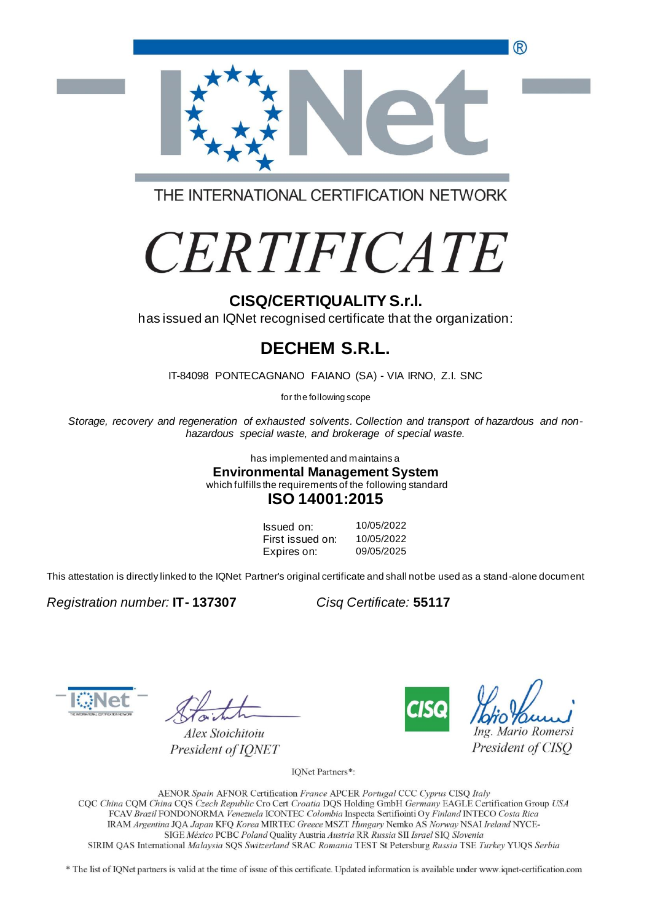THE INTERNATIONAL CERTIFICATION NETWORK

# CERTIFICATE

## CISQ/CERTIQUALITY S.r.l.

has issued an IQNet recognised certificate that the organization:

## DECHEM S.R.L.

IT-84098 PONTECAGNANO FAIANO (SA) - VIA IRNO, Z.I. SNC

for the following scope

*Storage, recovery and regeneration of exhausted solvents. Collection and transport of hazardous and non-hazardous special waste, and brokerage of special waste.*

has implemented and maintains a

**Environmental Management System**

which fulfills the requirements of the following standard

**ISO 14001:2015**

| | |
|---|---|
| Issued on: | 10/05/2022 |
| First issued on: | 10/05/2022 |
| Expires on: | 09/05/2025 |

This attestation is directly linked to the IQNet Partner's original certificate and shall not be used as a stand-alone document

*Registration number:* **IT - 137307** *Cisq Certificate:* **55117**

*Alex Stoichitoiu*
*President of IQNET*

*Ing. Mario Romersi*
*President of CISQ*

IQNet Partners*:

AENOR *Spain* AFNOR Certification *France* APCER *Portugal* CCC *Cyprus* CISQ *Italy*
CQC *China* CQM *China* CQS *Czech Republic* Cro Cert *Croatia* DQS Holding GmbH *Germany* EAGLE Certification Group *USA*
FCAV *Brazil* FONDONORMA *Venezuela* ICONTEC *Colombia* Inspecta Sertifiointi Oy *Finland* INTECO *Costa Rica*
IRAM *Argentina* JQA *Japan* KFQ *Korea* MIRTEC *Greece* MSZT *Hungary* Nemko AS *Norway* NSAI *Ireland* NYCE-SIGE *México* PCBC *Poland* Quality Austria *Austria* RR *Russia* SII *Israel* SIQ *Slovenia*
SIRIM QAS International *Malaysia* SQS *Switzerland* SRAC *Romania* TEST St Petersburg *Russia* TSE *Turkey* YUQS *Serbia*

* The list of IQNet partners is valid at the time of issue of this certificate. Updated information is available under www.iqnet-certification.com